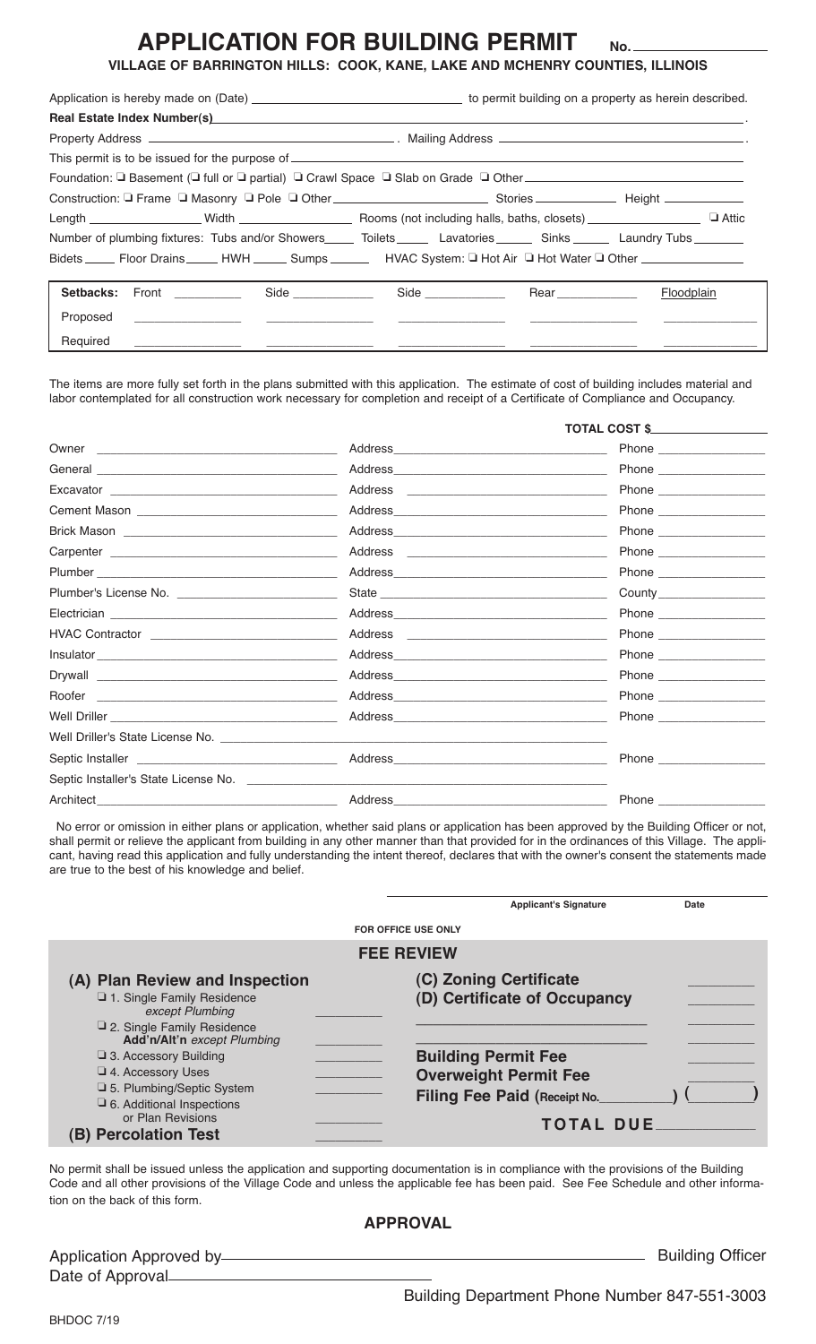# APPLICATION FOR BUILDING PERMIT No. ________

**VILLAGE OF BARRINGTON HILLS: COOK, KANE, LAKE AND MCHENRY COUNTIES, ILLINOIS**

Application is hereby made on (Date) ______________________ to permit building on a property as herein described.

**Real Estate Index Number(s)** ______________________________________________.

Property Address ______________________. Mailing Address ______________________.

This permit is to be issued for the purpose of ______________________________________________

Foundation: ❑ Basement (❑ full or ❑ partial) ❑ Crawl Space ❑ Slab on Grade ❑ Other ______________________

Construction: ❑ Frame ❑ Masonry ❑ Pole ❑ Other ______________ Stories ________ Height ________

Length ____________ Width ____________ Rooms (not including halls, baths, closets) ____________ ❑ Attic

Number of plumbing fixtures: Tubs and/or Showers_____ Toilets_____ Lavatories______ Sinks______ Laundry Tubs_______

Bidets_____ Floor Drains_____ HWH_____ Sumps______ HVAC System: ❑ Hot Air ❑ Hot Water ❑ Other ______________

| **Setbacks:** | Front | Side | Side | Rear | Floodplain |
|---|---|---|---|---|---|
| Proposed | | | | | |
| Required | | | | | |

The items are more fully set forth in the plans submitted with this application. The estimate of cost of building includes material and labor contemplated for all construction work necessary for completion and receipt of a Certificate of Compliance and Occupancy.

**TOTAL COST $** ____________

| | | |
|---|---|---|
| Owner | Address | Phone |
| General | Address | Phone |
| Excavator | Address | Phone |
| Cement Mason | Address | Phone |
| Brick Mason | Address | Phone |
| Carpenter | Address | Phone |
| Plumber | Address | Phone |
| Plumber's License No. | State | County |
| Electrician | Address | Phone |
| HVAC Contractor | Address | Phone |
| Insulator | Address | Phone |
| Drywall | Address | Phone |
| Roofer | Address | Phone |
| Well Driller | Address | Phone |
| Well Driller's State License No. | | |
| Septic Installer | Address | Phone |
| Septic Installer's State License No. | | |
| Architect | Address | Phone |

No error or omission in either plans or application, whether said plans or application has been approved by the Building Officer or not, shall permit or relieve the applicant from building in any other manner than that provided for in the ordinances of this Village. The applicant, having read this application and fully understanding the intent thereof, declares that with the owner's consent the statements made are true to the best of his knowledge and belief.

______________________________________
**Applicant's Signature** **Date**

**FOR OFFICE USE ONLY**

## FEE REVIEW

**(A) Plan Review and Inspection**

- ❑ 1. Single Family Residence *except Plumbing* ________
- ❑ 2. Single Family Residence **Add'n/Alt'n** *except Plumbing* ________
- ❑ 3. Accessory Building ________
- ❑ 4. Accessory Uses ________
- ❑ 5. Plumbing/Septic System ________
- ❑ 6. Additional Inspections or Plan Revisions ________

**(B) Percolation Test** ________

**(C) Zoning Certificate** ________

**(D) Certificate of Occupancy** ________

______________________ ________

______________________ ________

**Building Permit Fee** ________

**Overweight Permit Fee** ________

**Filing Fee Paid (Receipt No.** ________**)** ( ________ )

**TOTAL DUE** ________

No permit shall be issued unless the application and supporting documentation is in compliance with the provisions of the Building Code and all other provisions of the Village Code and unless the applicable fee has been paid. See Fee Schedule and other information on the back of this form.

## APPROVAL

Application Approved by ______________________________________ Building Officer

Date of Approval ______________________

Building Department Phone Number 847-551-3003

BHDOC 7/19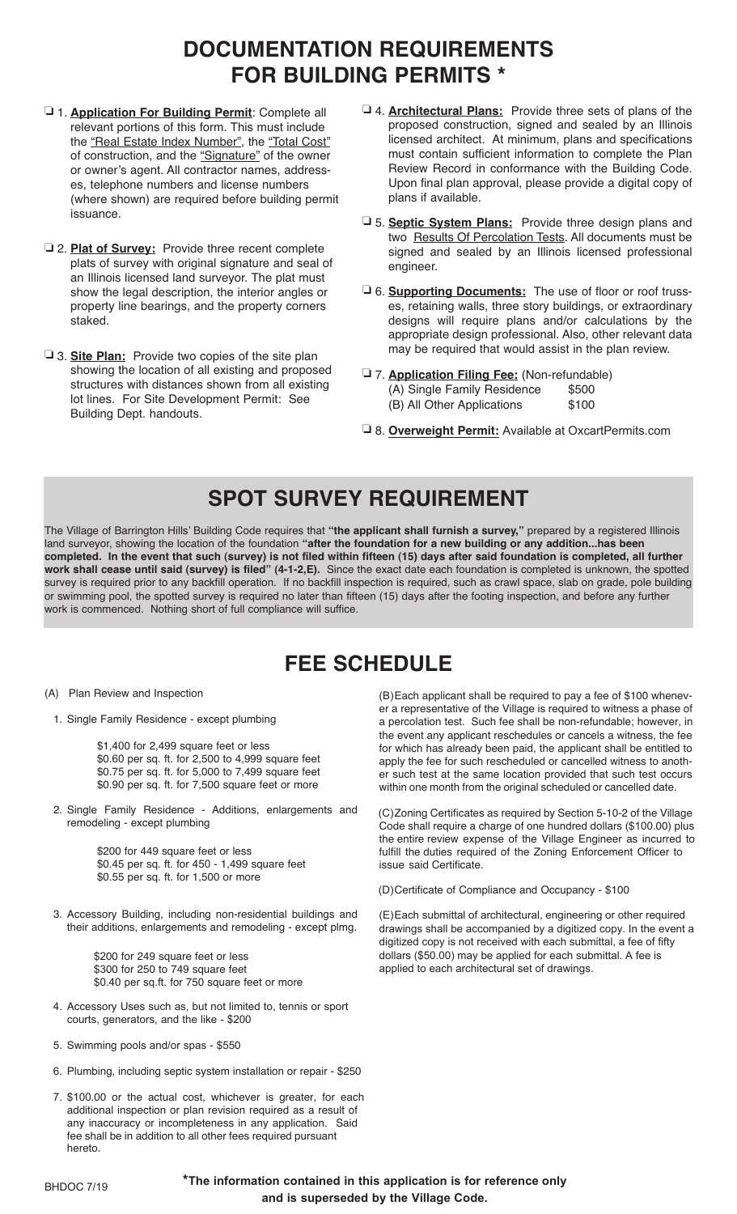# DOCUMENTATION REQUIREMENTS FOR BUILDING PERMITS *

❑ 1. **Application For Building Permit**: Complete all relevant portions of this form. This must include the "Real Estate Index Number", the "Total Cost" of construction, and the "Signature" of the owner or owner's agent. All contractor names, addresses, telephone numbers and license numbers (where shown) are required before building permit issuance.

❑ 2. **Plat of Survey:** Provide three recent complete plats of survey with original signature and seal of an Illinois licensed land surveyor. The plat must show the legal description, the interior angles or property line bearings, and the property corners staked.

❑ 3. **Site Plan:** Provide two copies of the site plan showing the location of all existing and proposed structures with distances shown from all existing lot lines. For Site Development Permit: See Building Dept. handouts.

❑ 4. **Architectural Plans:** Provide three sets of plans of the proposed construction, signed and sealed by an Illinois licensed architect. At minimum, plans and specifications must contain sufficient information to complete the Plan Review Record in conformance with the Building Code. Upon final plan approval, please provide a digital copy of plans if available.

❑ 5. **Septic System Plans:** Provide three design plans and two Results Of Percolation Tests. All documents must be signed and sealed by an Illinois licensed professional engineer.

❑ 6. **Supporting Documents:** The use of floor or roof trusses, retaining walls, three story buildings, or extraordinary designs will require plans and/or calculations by the appropriate design professional. Also, other relevant data may be required that would assist in the plan review.

❑ 7. **Application Filing Fee:** (Non-refundable)
(A) Single Family Residence $500
(B) All Other Applications $100

❑ 8. **Overweight Permit:** Available at OxcartPermits.com

# SPOT SURVEY REQUIREMENT

The Village of Barrington Hills' Building Code requires that **"the applicant shall furnish a survey,"** prepared by a registered Illinois land surveyor, showing the location of the foundation **"after the foundation for a new building or any addition...has been completed. In the event that such (survey) is not filed within fifteen (15) days after said foundation is completed, all further work shall cease until said (survey) is filed" (4-1-2,E).** Since the exact date each foundation is completed is unknown, the spotted survey is required prior to any backfill operation. If no backfill inspection is required, such as crawl space, slab on grade, pole building or swimming pool, the spotted survey is required no later than fifteen (15) days after the footing inspection, and before any further work is commenced. Nothing short of full compliance will suffice.

# FEE SCHEDULE

(A) Plan Review and Inspection

1. Single Family Residence - except plumbing

   $1,400 for 2,499 square feet or less
   $0.60 per sq. ft. for 2,500 to 4,999 square feet
   $0.75 per sq. ft. for 5,000 to 7,499 square feet
   $0.90 per sq. ft. for 7,500 square feet or more

2. Single Family Residence - Additions, enlargements and remodeling - except plumbing

   $200 for 449 square feet or less
   $0.45 per sq. ft. for 450 - 1,499 square feet
   $0.55 per sq. ft. for 1,500 or more

3. Accessory Building, including non-residential buildings and their additions, enlargements and remodeling - except plmg.

   $200 for 249 square feet or less
   $300 for 250 to 749 square feet
   $0.40 per sq.ft. for 750 square feet or more

4. Accessory Uses such as, but not limited to, tennis or sport courts, generators, and the like - $200

5. Swimming pools and/or spas - $550

6. Plumbing, including septic system installation or repair - $250

7. $100.00 or the actual cost, whichever is greater, for each additional inspection or plan revision required as a result of any inaccuracy or incompleteness in any application. Said fee shall be in addition to all other fees required pursuant hereto.

(B) Each applicant shall be required to pay a fee of $100 whenever a representative of the Village is required to witness a phase of a percolation test. Such fee shall be non-refundable; however, in the event any applicant reschedules or cancels a witness, the fee for which has already been paid, the applicant shall be entitled to apply the fee for such rescheduled or cancelled witness to another such test at the same location provided that such test occurs within one month from the original scheduled or cancelled date.

(C) Zoning Certificates as required by Section 5-10-2 of the Village Code shall require a charge of one hundred dollars ($100.00) plus the entire review expense of the Village Engineer as incurred to fulfill the duties required of the Zoning Enforcement Officer to issue said Certificate.

(D) Certificate of Compliance and Occupancy - $100

(E) Each submittal of architectural, engineering or other required drawings shall be accompanied by a digitized copy. In the event a digitized copy is not received with each submittal, a fee of fifty dollars ($50.00) may be applied for each submittal. A fee is applied to each architectural set of drawings.

BHDOC 7/19

**\*The information contained in this application is for reference only and is superseded by the Village Code.**